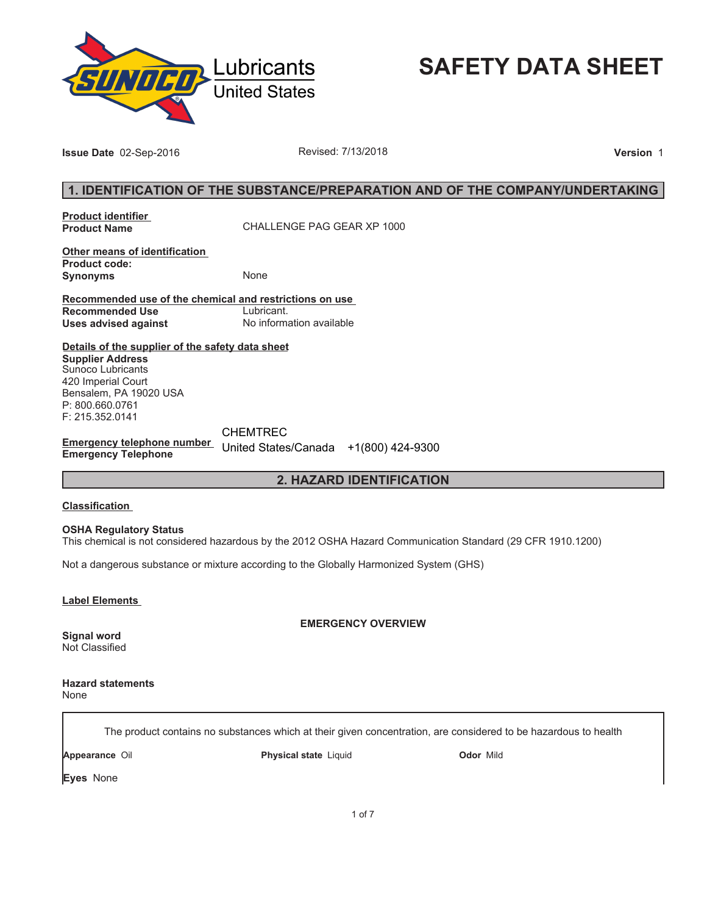Sunoco Lubricants United States

# SAFETY DATA SHEET

**Issue Date** 02-Sep-2016 Revised: 7/13/2018 **Version** 1

## 1. IDENTIFICATION OF THE SUBSTANCE/PREPARATION AND OF THE COMPANY/UNDERTAKING

**Product identifier**

**Product Name** CHALLENGE PAG GEAR XP 1000

**Other means of identification**

**Product code:**

**Synonyms** None

**Recommended use of the chemical and restrictions on use**

**Recommended Use** Lubricant.

**Uses advised against** No information available

**Details of the supplier of the safety data sheet**

**Supplier Address**
Sunoco Lubricants
420 Imperial Court
Bensalem, PA 19020 USA
P: 800.660.0761
F: 215.352.0141

**Emergency telephone number**

**Emergency Telephone** CHEMTREC United States/Canada +1(800) 424-9300

## 2. HAZARD IDENTIFICATION

**Classification**

**OSHA Regulatory Status**
This chemical is not considered hazardous by the 2012 OSHA Hazard Communication Standard (29 CFR 1910.1200)

Not a dangerous substance or mixture according to the Globally Harmonized System (GHS)

**Label Elements**

**EMERGENCY OVERVIEW**

**Signal word**
Not Classified

**Hazard statements**
None

The product contains no substances which at their given concentration, are considered to be hazardous to health

**Appearance** Oil **Physical state** Liquid **Odor** Mild

**Eyes** None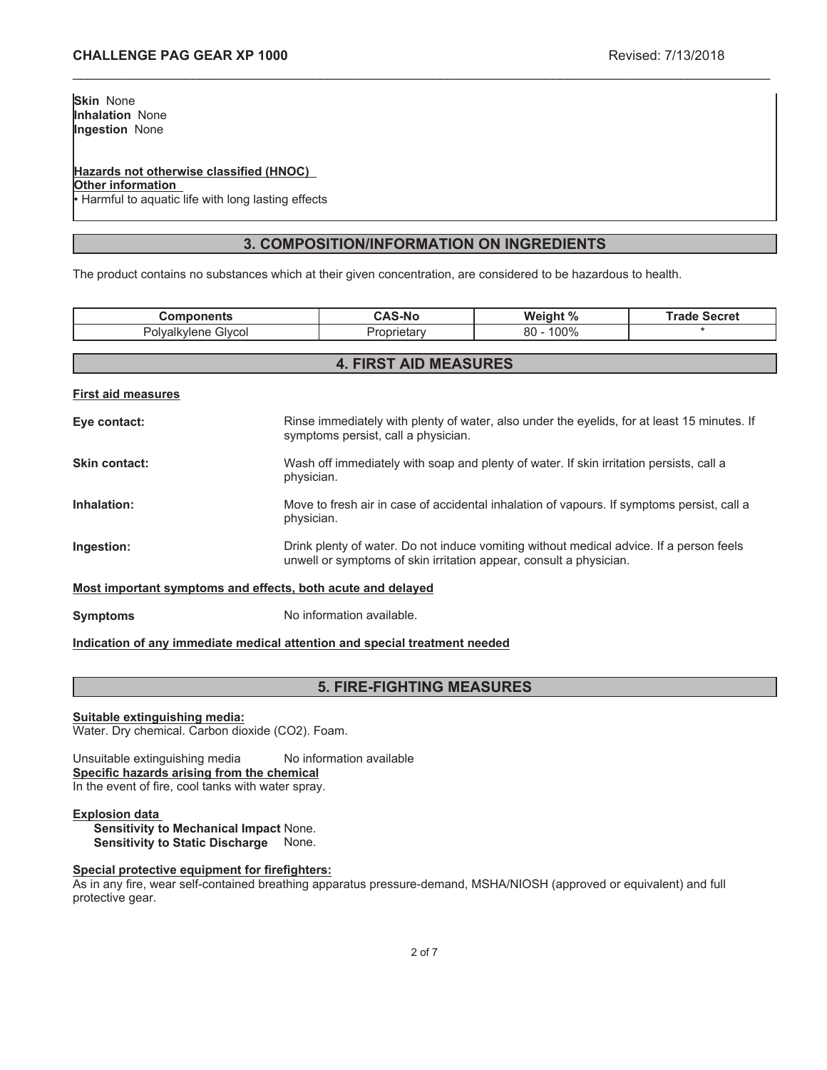**Skin** None
**Inhalation** None
**Ingestion** None

**Hazards not otherwise classified (HNOC)**
**Other information**
• Harmful to aquatic life with long lasting effects

## 3. COMPOSITION/INFORMATION ON INGREDIENTS

The product contains no substances which at their given concentration, are considered to be hazardous to health.

| Components | CAS-No | Weight % | Trade Secret |
| --- | --- | --- | --- |
| Polyalkylene Glycol | Proprietary | 80 - 100% | * |

## 4. FIRST AID MEASURES

**First aid measures**

**Eye contact:** Rinse immediately with plenty of water, also under the eyelids, for at least 15 minutes. If symptoms persist, call a physician.

**Skin contact:** Wash off immediately with soap and plenty of water. If skin irritation persists, call a physician.

**Inhalation:** Move to fresh air in case of accidental inhalation of vapours. If symptoms persist, call a physician.

**Ingestion:** Drink plenty of water. Do not induce vomiting without medical advice. If a person feels unwell or symptoms of skin irritation appear, consult a physician.

**Most important symptoms and effects, both acute and delayed**

**Symptoms** No information available.

**Indication of any immediate medical attention and special treatment needed**

## 5. FIRE-FIGHTING MEASURES

**Suitable extinguishing media:**
Water. Dry chemical. Carbon dioxide ($CO_2$). Foam.

Unsuitable extinguishing media No information available
**Specific hazards arising from the chemical**
In the event of fire, cool tanks with water spray.

**Explosion data**
**Sensitivity to Mechanical Impact** None.
**Sensitivity to Static Discharge** None.

**Special protective equipment for firefighters:**
As in any fire, wear self-contained breathing apparatus pressure-demand, MSHA/NIOSH (approved or equivalent) and full protective gear.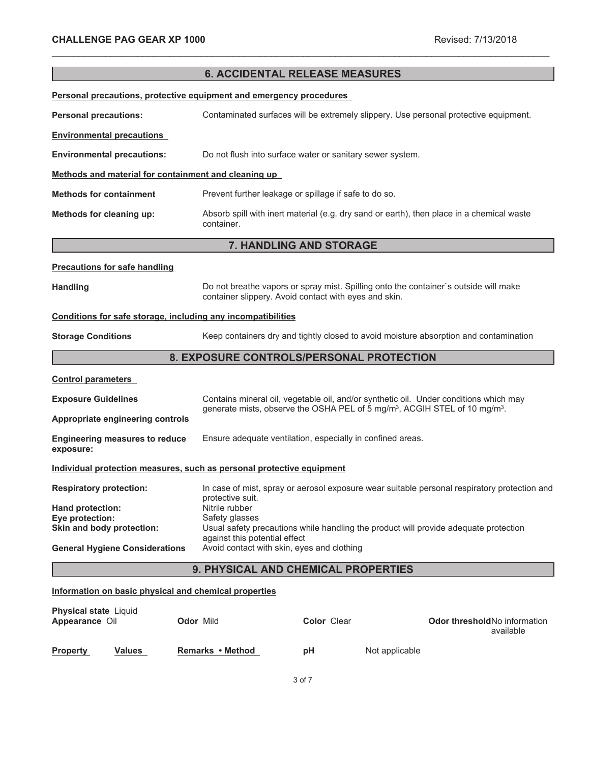## 6. ACCIDENTAL RELEASE MEASURES

**Personal precautions, protective equipment and emergency procedures**

**Personal precautions:** Contaminated surfaces will be extremely slippery. Use personal protective equipment.

**Environmental precautions**

**Environmental precautions:** Do not flush into surface water or sanitary sewer system.

**Methods and material for containment and cleaning up**

**Methods for containment** Prevent further leakage or spillage if safe to do so.

**Methods for cleaning up:** Absorb spill with inert material (e.g. dry sand or earth), then place in a chemical waste container.

## 7. HANDLING AND STORAGE

**Precautions for safe handling**

**Handling** Do not breathe vapors or spray mist. Spilling onto the container`s outside will make container slippery. Avoid contact with eyes and skin.

**Conditions for safe storage, including any incompatibilities**

**Storage Conditions** Keep containers dry and tightly closed to avoid moisture absorption and contamination

## 8. EXPOSURE CONTROLS/PERSONAL PROTECTION

**Control parameters**

**Exposure Guidelines** Contains mineral oil, vegetable oil, and/or synthetic oil. Under conditions which may generate mists, observe the OSHA PEL of 5 $mg/m^3$, ACGIH STEL of 10 $mg/m^3$.

**Appropriate engineering controls**

**Engineering measures to reduce exposure:** Ensure adequate ventilation, especially in confined areas.

**Individual protection measures, such as personal protective equipment**

**Respiratory protection:** In case of mist, spray or aerosol exposure wear suitable personal respiratory protection and protective suit.

**Hand protection:** Nitrile rubber

**Eye protection:** Safety glasses

**Skin and body protection:** Usual safety precautions while handling the product will provide adequate protection against this potential effect

**General Hygiene Considerations** Avoid contact with skin, eyes and clothing

## 9. PHYSICAL AND CHEMICAL PROPERTIES

**Information on basic physical and chemical properties**

**Physical state** Liquid
**Appearance** Oil **Odor** Mild **Color** Clear **Odor threshold** No information available

| Property | Values | Remarks • Method |
|---|---|---|
| pH | Not applicable | |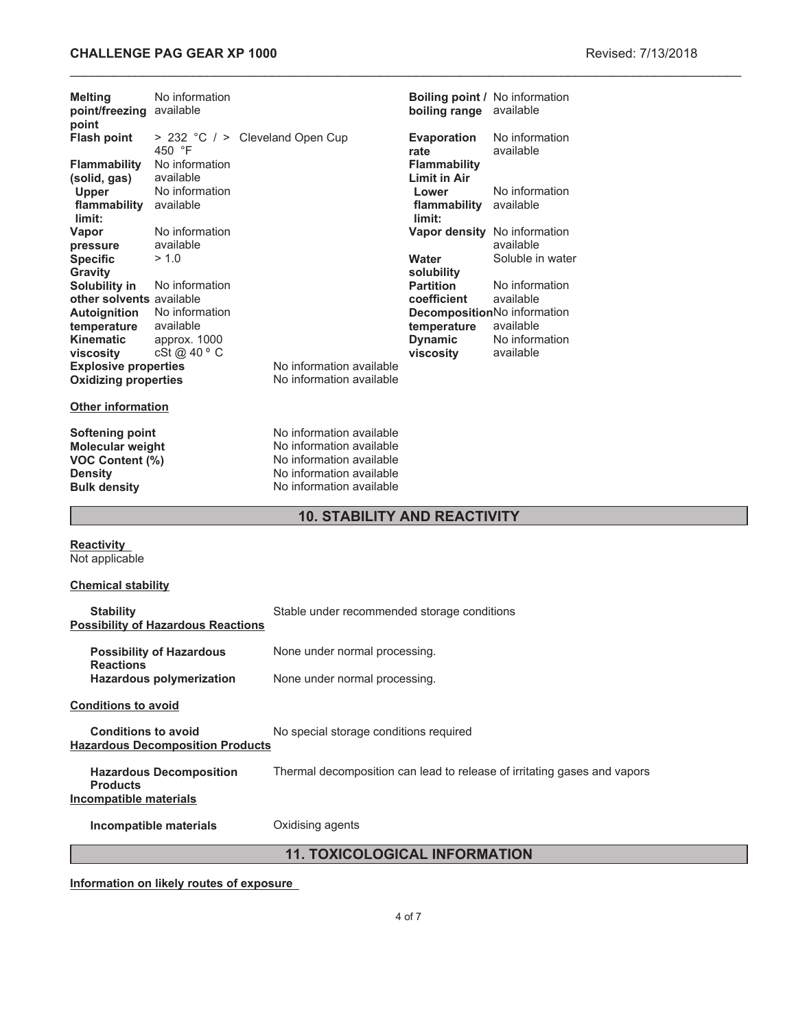| | | | | |
|---|---|---|---|---|
| **Melting point/freezing point** | No information available | | **Boiling point / boiling range** | No information available |
| **Flash point** | > 232 °C / > 450 °F | Cleveland Open Cup | **Evaporation rate** | No information available |
| **Flammability (solid, gas)** | No information available | | **Flammability Limit in Air** | |
| **Upper flammability limit:** | No information available | | **Lower flammability limit:** | No information available |
| **Vapor pressure** | No information available | | **Vapor density** | No information available |
| **Specific Gravity** | > 1.0 | | **Water solubility** | Soluble in water |
| **Solubility in other solvents** | No information available | | **Partition coefficient** | No information available |
| **Autoignition temperature** | No information available | | **Decomposition temperature** | No information available |
| **Kinematic viscosity** | approx. 1000 cSt @ 40 º C | | **Dynamic viscosity** | No information available |

| | |
|---|---|
| **Explosive properties** | No information available |
| **Oxidizing properties** | No information available |

**Other information**

| | |
|---|---|
| **Softening point** | No information available |
| **Molecular weight** | No information available |
| **VOC Content (%)** | No information available |
| **Density** | No information available |
| **Bulk density** | No information available |

## 10. STABILITY AND REACTIVITY

**Reactivity**

Not applicable

**Chemical stability**

| | |
|---|---|
| **Stability** | Stable under recommended storage conditions |

**Possibility of Hazardous Reactions**

| | |
|---|---|
| **Possibility of Hazardous Reactions** | None under normal processing. |
| **Hazardous polymerization** | None under normal processing. |

**Conditions to avoid**

| | |
|---|---|
| **Conditions to avoid** | No special storage conditions required |

**Hazardous Decomposition Products**

| | |
|---|---|
| **Hazardous Decomposition Products** | Thermal decomposition can lead to release of irritating gases and vapors |

**Incompatible materials**

| | |
|---|---|
| **Incompatible materials** | Oxidising agents |

## 11. TOXICOLOGICAL INFORMATION

**Information on likely routes of exposure**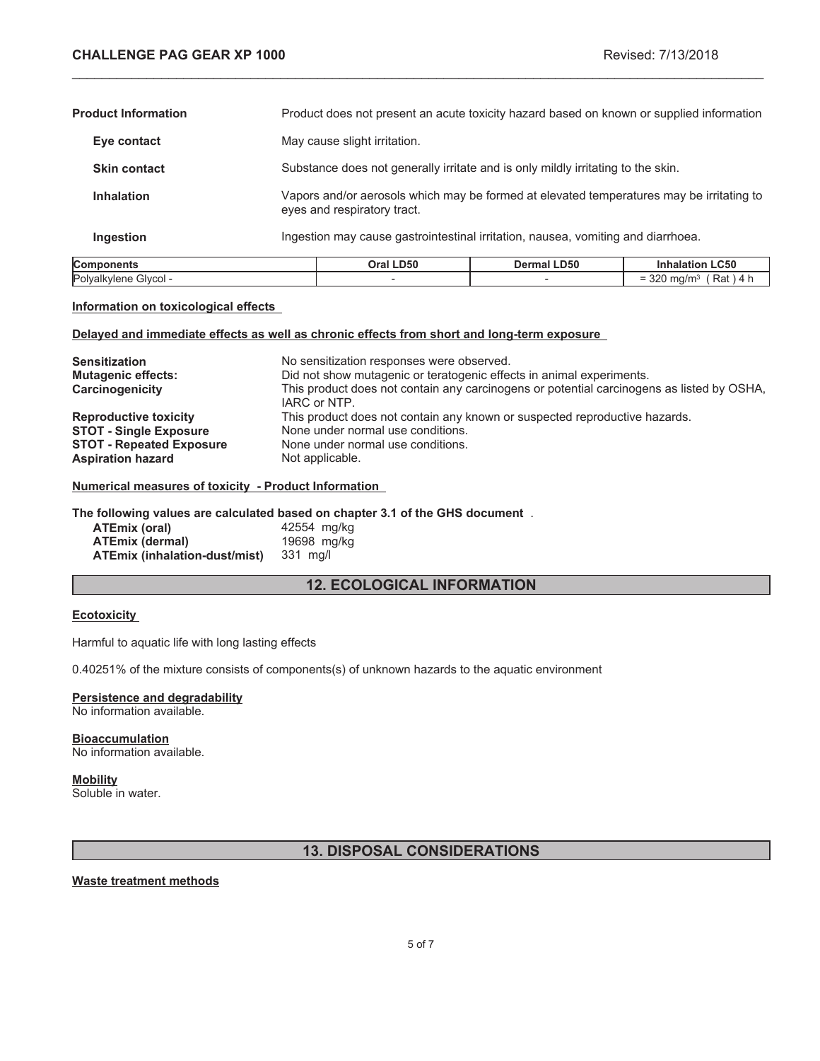| | |
|---|---|
| **Product Information** | Product does not present an acute toxicity hazard based on known or supplied information |
| **Eye contact** | May cause slight irritation. |
| **Skin contact** | Substance does not generally irritate and is only mildly irritating to the skin. |
| **Inhalation** | Vapors and/or aerosols which may be formed at elevated temperatures may be irritating to eyes and respiratory tract. |
| **Ingestion** | Ingestion may cause gastrointestinal irritation, nausea, vomiting and diarrhoea. |

| Components | Oral LD50 | Dermal LD50 | Inhalation LC50 |
|---|---|---|---|
| Polyalkylene Glycol - | - | - | = 320 mg/m³ ( Rat ) 4 h |

**Information on toxicological effects**

**Delayed and immediate effects as well as chronic effects from short and long-term exposure**

| | |
|---|---|
| **Sensitization** | No sensitization responses were observed. |
| **Mutagenic effects:** | Did not show mutagenic or teratogenic effects in animal experiments. |
| **Carcinogenicity** | This product does not contain any carcinogens or potential carcinogens as listed by OSHA, IARC or NTP. |
| **Reproductive toxicity** | This product does not contain any known or suspected reproductive hazards. |
| **STOT - Single Exposure** | None under normal use conditions. |
| **STOT - Repeated Exposure** | None under normal use conditions. |
| **Aspiration hazard** | Not applicable. |

**Numerical measures of toxicity - Product Information**

**The following values are calculated based on chapter 3.1 of the GHS document** .

| | |
|---|---|
| **ATEmix (oral)** | 42554 mg/kg |
| **ATEmix (dermal)** | 19698 mg/kg |
| **ATEmix (inhalation-dust/mist)** | 331 mg/l |

## 12. ECOLOGICAL INFORMATION

**Ecotoxicity**

Harmful to aquatic life with long lasting effects

0.40251% of the mixture consists of components(s) of unknown hazards to the aquatic environment

**Persistence and degradability**
No information available.

**Bioaccumulation**
No information available.

**Mobility**
Soluble in water.

## 13. DISPOSAL CONSIDERATIONS

**Waste treatment methods**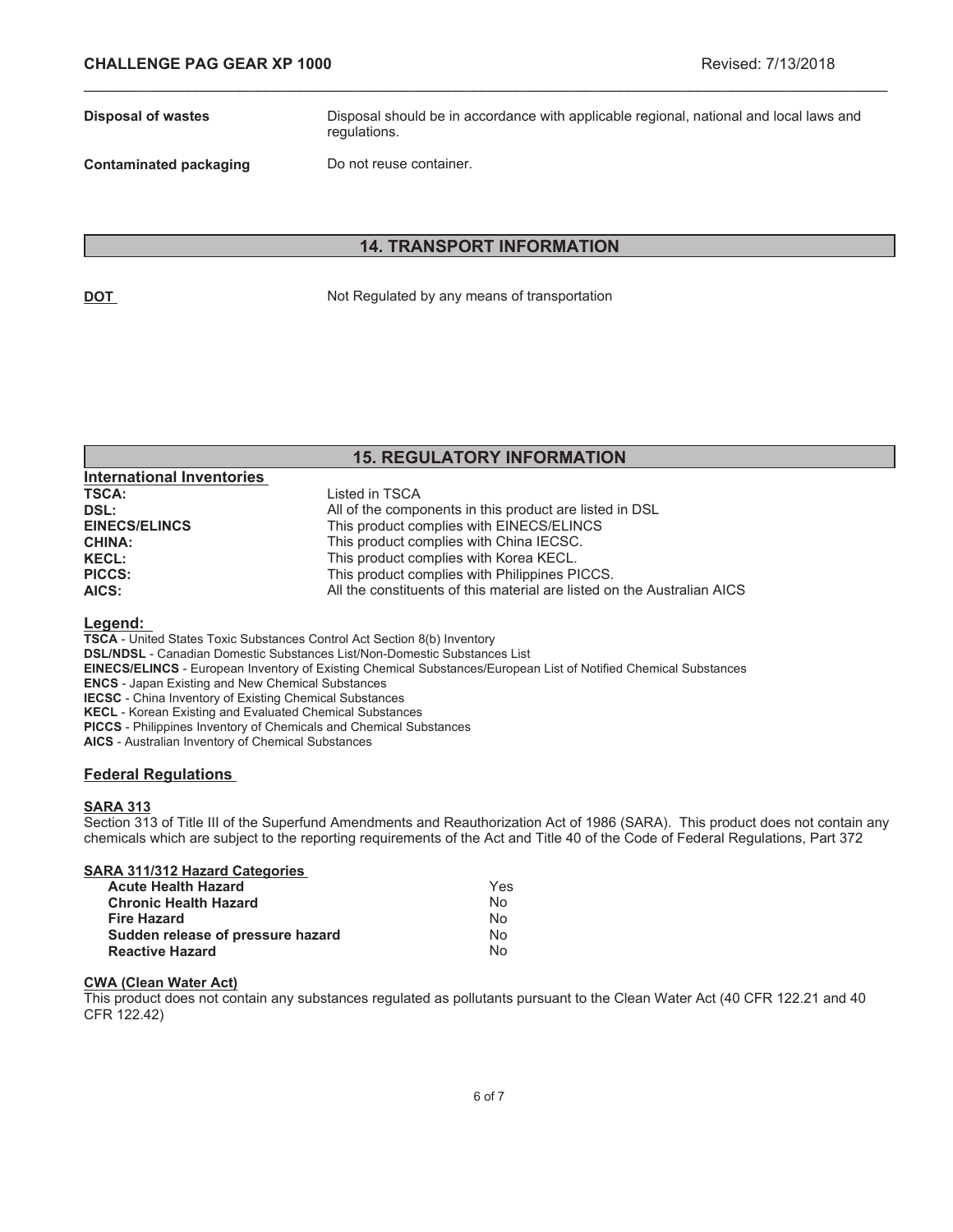| | |
|---|---|
| **Disposal of wastes** | Disposal should be in accordance with applicable regional, national and local laws and regulations. |
| **Contaminated packaging** | Do not reuse container. |

## 14. TRANSPORT INFORMATION

| | |
|---|---|
| **DOT** | Not Regulated by any means of transportation |

## 15. REGULATORY INFORMATION

### International Inventories

| | |
|---|---|
| **TSCA:** | Listed in TSCA |
| **DSL:** | All of the components in this product are listed in DSL |
| **EINECS/ELINCS** | This product complies with EINECS/ELINCS |
| **CHINA:** | This product complies with China IECSC. |
| **KECL:** | This product complies with Korea KECL. |
| **PICCS:** | This product complies with Philippines PICCS. |
| **AICS:** | All the constituents of this material are listed on the Australian AICS |

### Legend:

**TSCA** - United States Toxic Substances Control Act Section 8(b) Inventory
**DSL/NDSL** - Canadian Domestic Substances List/Non-Domestic Substances List
**EINECS/ELINCS** - European Inventory of Existing Chemical Substances/European List of Notified Chemical Substances
**ENCS** - Japan Existing and New Chemical Substances
**IECSC** - China Inventory of Existing Chemical Substances
**KECL** - Korean Existing and Evaluated Chemical Substances
**PICCS** - Philippines Inventory of Chemicals and Chemical Substances
**AICS** - Australian Inventory of Chemical Substances

### Federal Regulations

**SARA 313**

Section 313 of Title III of the Superfund Amendments and Reauthorization Act of 1986 (SARA). This product does not contain any chemicals which are subject to the reporting requirements of the Act and Title 40 of the Code of Federal Regulations, Part 372

**SARA 311/312 Hazard Categories**

| | |
|---|---|
| **Acute Health Hazard** | Yes |
| **Chronic Health Hazard** | No |
| **Fire Hazard** | No |
| **Sudden release of pressure hazard** | No |
| **Reactive Hazard** | No |

**CWA (Clean Water Act)**

This product does not contain any substances regulated as pollutants pursuant to the Clean Water Act (40 CFR 122.21 and 40 CFR 122.42)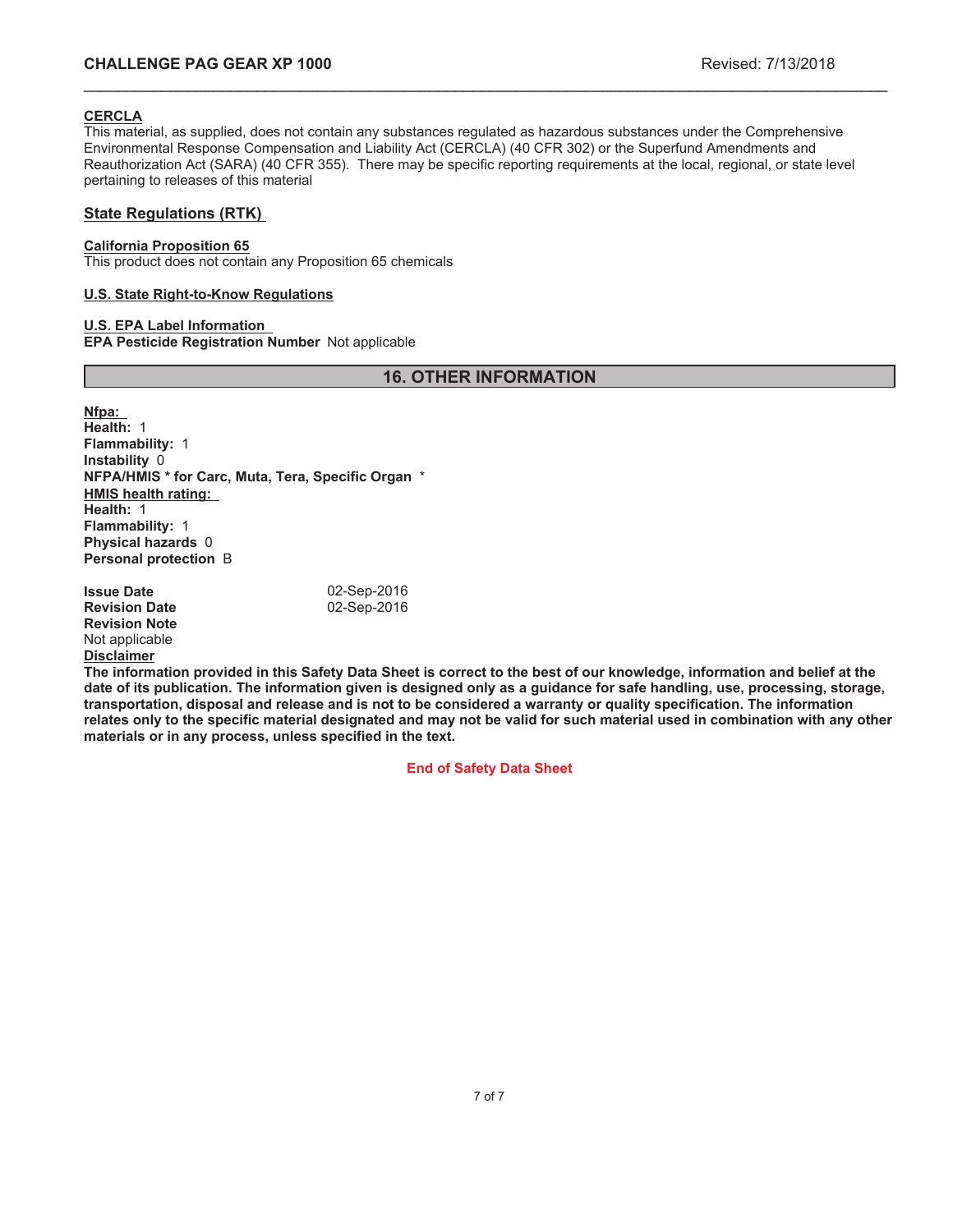**CERCLA**

This material, as supplied, does not contain any substances regulated as hazardous substances under the Comprehensive Environmental Response Compensation and Liability Act (CERCLA) (40 CFR 302) or the Superfund Amendments and Reauthorization Act (SARA) (40 CFR 355). There may be specific reporting requirements at the local, regional, or state level pertaining to releases of this material

### State Regulations (RTK)

**California Proposition 65**

This product does not contain any Proposition 65 chemicals

**U.S. State Right-to-Know Regulations**

**U.S. EPA Label Information**

**EPA Pesticide Registration Number** Not applicable

## 16. OTHER INFORMATION

**Nfpa:**

**Health:** 1

**Flammability:** 1

**Instability** 0

**NFPA/HMIS * for Carc, Muta, Tera, Specific Organ** *

**HMIS health rating:**

**Health:** 1

**Flammability:** 1

**Physical hazards** 0

**Personal protection** B

**Issue Date** 02-Sep-2016

**Revision Date** 02-Sep-2016

**Revision Note**

Not applicable

**Disclaimer**

**The information provided in this Safety Data Sheet is correct to the best of our knowledge, information and belief at the date of its publication. The information given is designed only as a guidance for safe handling, use, processing, storage, transportation, disposal and release and is not to be considered a warranty or quality specification. The information relates only to the specific material designated and may not be valid for such material used in combination with any other materials or in any process, unless specified in the text.**

**End of Safety Data Sheet**